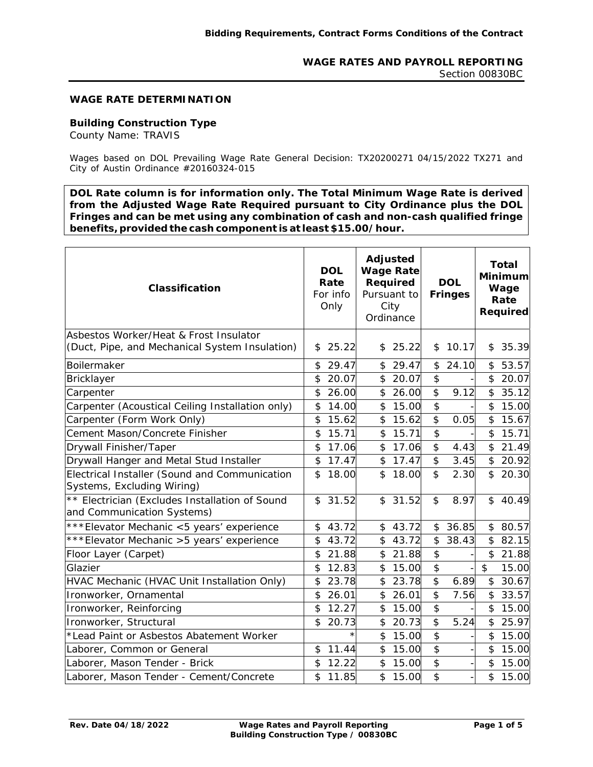## WAGE RATES AND PAYROLL REPORTING

Section 00830BC

### WAGE RATE DETERMINATION

**Building Construction Type**

County Name: TRAVIS

Wages based on DOL Prevailing Wage Rate General Decision: TX20200271 04/15/2022 TX271 and City of Austin Ordinance #20160324-015

**DOL Rate column is for information only. The Total Minimum Wage Rate is derived from the Adjusted Wage Rate Required pursuant to City Ordinance plus the DOL Fringes and can be met using any combination of cash and non-cash qualified fringe benefits, provided the cash component is at least $15.00/hour.**

| Classification | DOL Rate For info Only | Adjusted Wage Rate Required Pursuant to City Ordinance | DOL Fringes | Total Minimum Wage Rate Required |
|---|---|---|---|---|
| Asbestos Worker/Heat & Frost Insulator (Duct, Pipe, and Mechanical System Insulation) | $ 25.22 | $ 25.22 | $ 10.17 | $ 35.39 |
| Boilermaker | $ 29.47 | $ 29.47 | $ 24.10 | $ 53.57 |
| Bricklayer | $ 20.07 | $ 20.07 | $ - | $ 20.07 |
| Carpenter | $ 26.00 | $ 26.00 | $ 9.12 | $ 35.12 |
| Carpenter (Acoustical Ceiling Installation only) | $ 14.00 | $ 15.00 | $ - | $ 15.00 |
| Carpenter (Form Work Only) | $ 15.62 | $ 15.62 | $ 0.05 | $ 15.67 |
| Cement Mason/Concrete Finisher | $ 15.71 | $ 15.71 | $ - | $ 15.71 |
| Drywall Finisher/Taper | $ 17.06 | $ 17.06 | $ 4.43 | $ 21.49 |
| Drywall Hanger and Metal Stud Installer | $ 17.47 | $ 17.47 | $ 3.45 | $ 20.92 |
| Electrical Installer (Sound and Communication Systems, Excluding Wiring) | $ 18.00 | $ 18.00 | $ 2.30 | $ 20.30 |
| ** Electrician (Excludes Installation of Sound and Communication Systems) | $ 31.52 | $ 31.52 | $ 8.97 | $ 40.49 |
| ***Elevator Mechanic <5 years' experience | $ 43.72 | $ 43.72 | $ 36.85 | $ 80.57 |
| ***Elevator Mechanic >5 years' experience | $ 43.72 | $ 43.72 | $ 38.43 | $ 82.15 |
| Floor Layer (Carpet) | $ 21.88 | $ 21.88 | $ - | $ 21.88 |
| Glazier | $ 12.83 | $ 15.00 | $ - | $ 15.00 |
| HVAC Mechanic (HVAC Unit Installation Only) | $ 23.78 | $ 23.78 | $ 6.89 | $ 30.67 |
| Ironworker, Ornamental | $ 26.01 | $ 26.01 | $ 7.56 | $ 33.57 |
| Ironworker, Reinforcing | $ 12.27 | $ 15.00 | $ - | $ 15.00 |
| Ironworker, Structural | $ 20.73 | $ 20.73 | $ 5.24 | $ 25.97 |
| *Lead Paint or Asbestos Abatement Worker | * | $ 15.00 | $ - | $ 15.00 |
| Laborer, Common or General | $ 11.44 | $ 15.00 | $ - | $ 15.00 |
| Laborer, Mason Tender - Brick | $ 12.22 | $ 15.00 | $ - | $ 15.00 |
| Laborer, Mason Tender - Cement/Concrete | $ 11.85 | $ 15.00 | $ - | $ 15.00 |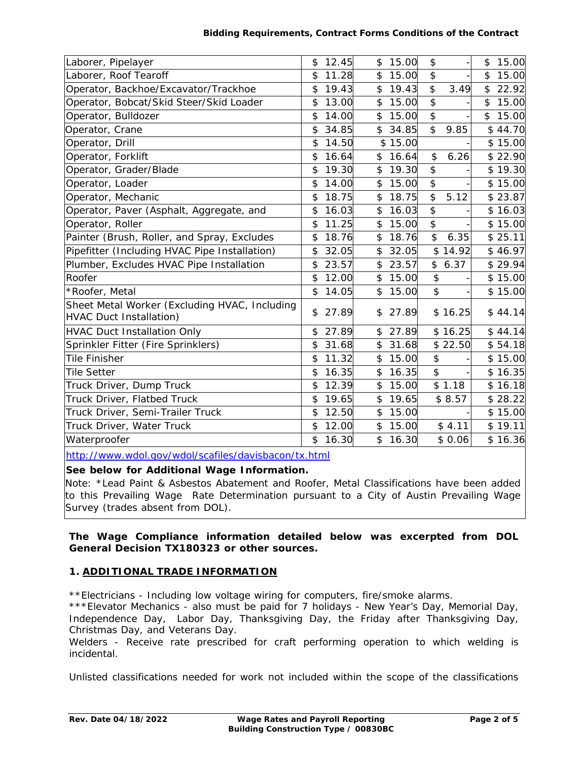| Laborer, Pipelayer | $ 12.45 | $ 15.00 | $ - | $ 15.00 |
|---|---|---|---|---|
| Laborer, Roof Tearoff | $ 11.28 | $ 15.00 | $ - | $ 15.00 |
| Operator, Backhoe/Excavator/Trackhoe | $ 19.43 | $ 19.43 | $ 3.49 | $ 22.92 |
| Operator, Bobcat/Skid Steer/Skid Loader | $ 13.00 | $ 15.00 | $ - | $ 15.00 |
| Operator, Bulldozer | $ 14.00 | $ 15.00 | $ - | $ 15.00 |
| Operator, Crane | $ 34.85 | $ 34.85 | $ 9.85 | $ 44.70 |
| Operator, Drill | $ 14.50 | $ 15.00 | - | $ 15.00 |
| Operator, Forklift | $ 16.64 | $ 16.64 | $ 6.26 | $ 22.90 |
| Operator, Grader/Blade | $ 19.30 | $ 19.30 | $ - | $ 19.30 |
| Operator, Loader | $ 14.00 | $ 15.00 | $ - | $ 15.00 |
| Operator, Mechanic | $ 18.75 | $ 18.75 | $ 5.12 | $ 23.87 |
| Operator, Paver (Asphalt, Aggregate, and | $ 16.03 | $ 16.03 | $ - | $ 16.03 |
| Operator, Roller | $ 11.25 | $ 15.00 | $ - | $ 15.00 |
| Painter (Brush, Roller, and Spray, Excludes | $ 18.76 | $ 18.76 | $ 6.35 | $ 25.11 |
| Pipefitter (Including HVAC Pipe Installation) | $ 32.05 | $ 32.05 | $ 14.92 | $ 46.97 |
| Plumber, Excludes HVAC Pipe Installation | $ 23.57 | $ 23.57 | $ 6.37 | $ 29.94 |
| Roofer | $ 12.00 | $ 15.00 | $ - | $ 15.00 |
| *Roofer, Metal | $ 14.05 | $ 15.00 | $ - | $ 15.00 |
| Sheet Metal Worker (Excluding HVAC, Including HVAC Duct Installation) | $ 27.89 | $ 27.89 | $ 16.25 | $ 44.14 |
| HVAC Duct Installation Only | $ 27.89 | $ 27.89 | $ 16.25 | $ 44.14 |
| Sprinkler Fitter (Fire Sprinklers) | $ 31.68 | $ 31.68 | $ 22.50 | $ 54.18 |
| Tile Finisher | $ 11.32 | $ 15.00 | $ - | $ 15.00 |
| Tile Setter | $ 16.35 | $ 16.35 | $ - | $ 16.35 |
| Truck Driver, Dump Truck | $ 12.39 | $ 15.00 | $ 1.18 | $ 16.18 |
| Truck Driver, Flatbed Truck | $ 19.65 | $ 19.65 | $ 8.57 | $ 28.22 |
| Truck Driver, Semi-Trailer Truck | $ 12.50 | $ 15.00 | - | $ 15.00 |
| Truck Driver, Water Truck | $ 12.00 | $ 15.00 | $ 4.11 | $ 19.11 |
| Waterproofer | $ 16.30 | $ 16.30 | $ 0.06 | $ 16.36 |

http://www.wdol.gov/wdol/scafiles/davisbacon/tx.html

**See below for Additional Wage Information.**

Note: *Lead Paint & Asbestos Abatement and Roofer, Metal Classifications have been added to this Prevailing Wage Rate Determination pursuant to a City of Austin Prevailing Wage Survey (trades absent from DOL).

**The Wage Compliance information detailed below was excerpted from DOL General Decision TX180323 or other sources.**

## 1. ADDITIONAL TRADE INFORMATION

**Electricians - Including low voltage wiring for computers, fire/smoke alarms.

***Elevator Mechanics - also must be paid for 7 holidays - New Year's Day, Memorial Day, Independence Day, Labor Day, Thanksgiving Day, the Friday after Thanksgiving Day, Christmas Day, and Veterans Day.

Welders - Receive rate prescribed for craft performing operation to which welding is incidental.

Unlisted classifications needed for work not included within the scope of the classifications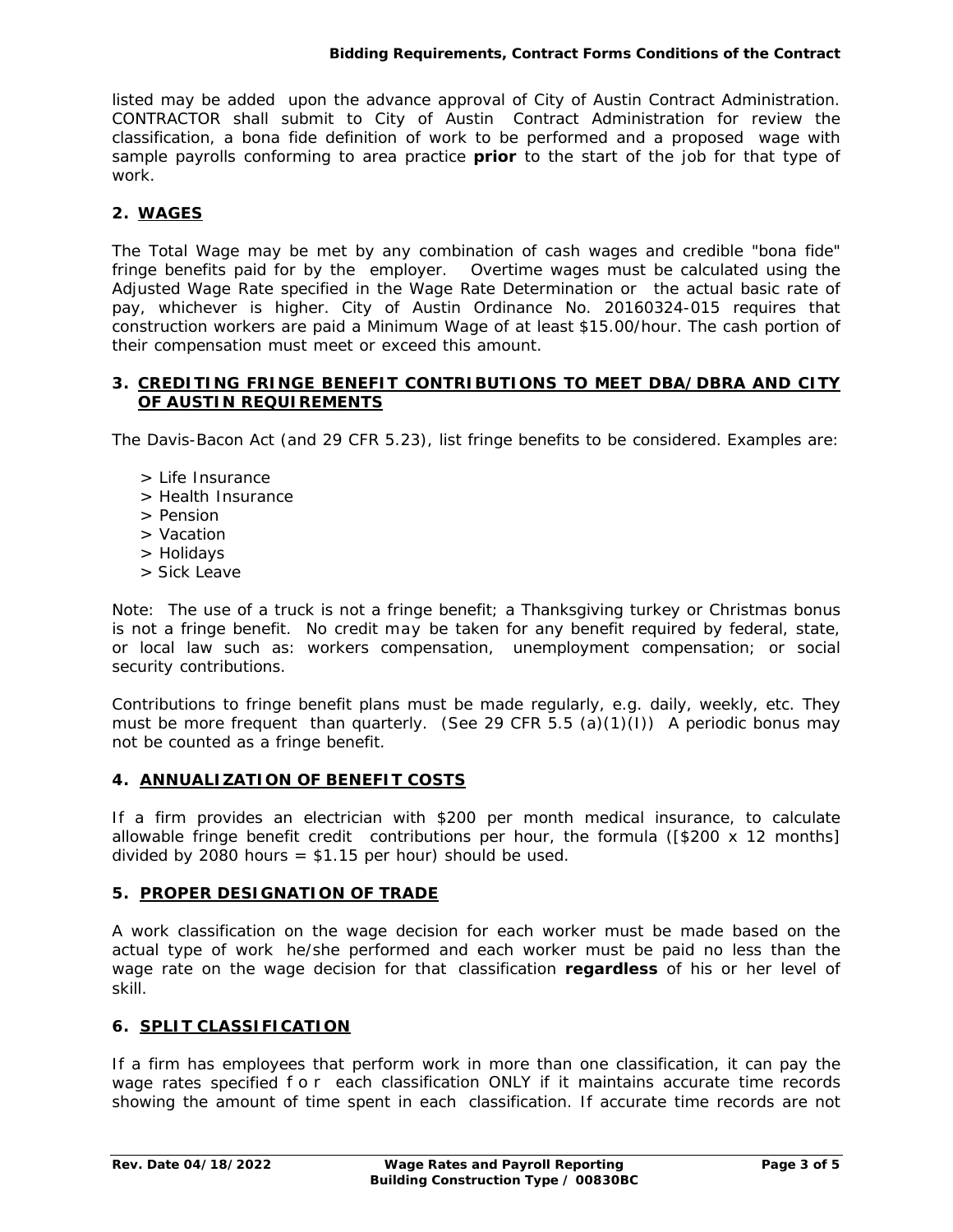listed may be added upon the advance approval of City of Austin Contract Administration. CONTRACTOR shall submit to City of Austin Contract Administration for review the classification, a bona fide definition of work to be performed and a proposed wage with sample payrolls conforming to area practice **prior** to the start of the job for that type of work.

## 2. WAGES

The Total Wage may be met by any combination of cash wages and credible "bona fide" fringe benefits paid for by the employer. Overtime wages must be calculated using the Adjusted Wage Rate specified in the Wage Rate Determination or the actual basic rate of pay, whichever is higher. City of Austin Ordinance No. 20160324-015 requires that construction workers are paid a Minimum Wage of at least $15.00/hour. The cash portion of their compensation must meet or exceed this amount.

## 3. CREDITING FRINGE BENEFIT CONTRIBUTIONS TO MEET DBA/DBRA AND CITY OF AUSTIN REQUIREMENTS

The Davis-Bacon Act (and 29 CFR 5.23), list fringe benefits to be considered. Examples are:

> Life Insurance
> Health Insurance
> Pension
> Vacation
> Holidays
> Sick Leave

Note: The use of a truck is not a fringe benefit; a Thanksgiving turkey or Christmas bonus is not a fringe benefit. No credit may be taken for any benefit required by federal, state, or local law such as: workers compensation, unemployment compensation; or social security contributions.

Contributions to fringe benefit plans must be made regularly, e.g. daily, weekly, etc. They must be more frequent than quarterly. (See 29 CFR 5.5 (a)(1)(I)) A periodic bonus may not be counted as a fringe benefit.

## 4. ANNUALIZATION OF BENEFIT COSTS

If a firm provides an electrician with $200 per month medical insurance, to calculate allowable fringe benefit credit contributions per hour, the formula ([$200 x 12 months] divided by 2080 hours = $1.15 per hour) should be used.

## 5. PROPER DESIGNATION OF TRADE

A work classification on the wage decision for each worker must be made based on the actual type of work he/she performed and each worker must be paid no less than the wage rate on the wage decision for that classification **regardless** of his or her level of skill.

## 6. SPLIT CLASSIFICATION

If a firm has employees that perform work in more than one classification, it can pay the wage rates specified for each classification ONLY if it maintains accurate time records showing the amount of time spent in each classification. If accurate time records are not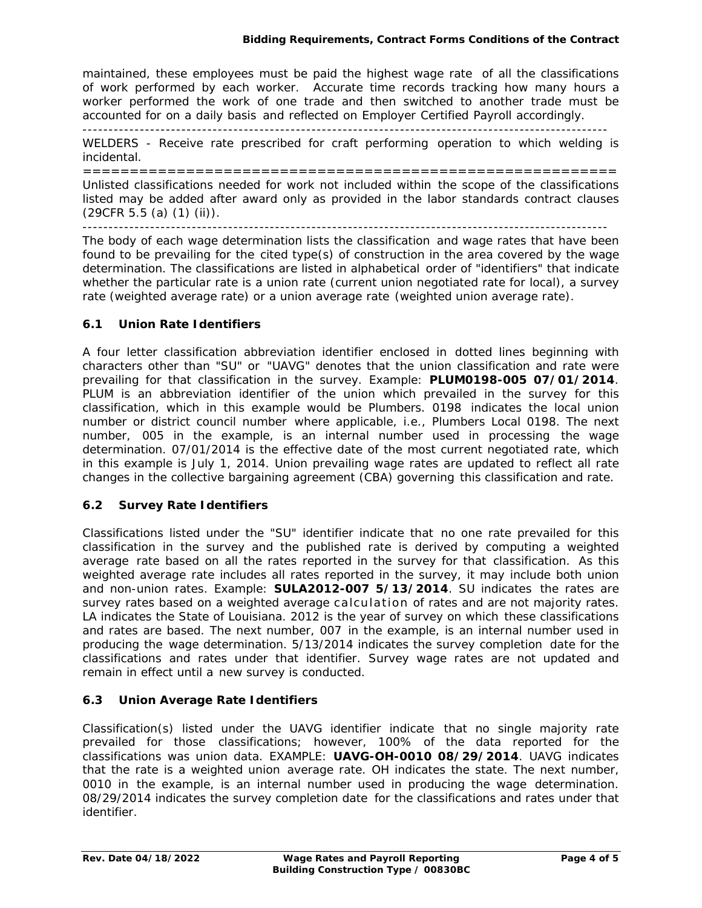maintained, these employees must be paid the highest wage rate of all the classifications of work performed by each worker. Accurate time records tracking how many hours a worker performed the work of one trade and then switched to another trade must be accounted for on a daily basis and reflected on Employer Certified Payroll accordingly.

----------------------------------------------------------------------------------------------------

WELDERS - Receive rate prescribed for craft performing operation to which welding is incidental.

================================================================

Unlisted classifications needed for work not included within the scope of the classifications listed may be added after award only as provided in the labor standards contract clauses (29CFR 5.5 (a) (1) (ii)).

----------------------------------------------------------------------------------------------------

The body of each wage determination lists the classification and wage rates that have been found to be prevailing for the cited type(s) of construction in the area covered by the wage determination. The classifications are listed in alphabetical order of "identifiers" that indicate whether the particular rate is a union rate (current union negotiated rate for local), a survey rate (weighted average rate) or a union average rate (weighted union average rate).

### 6.1 Union Rate Identifiers

A four letter classification abbreviation identifier enclosed in dotted lines beginning with characters other than "SU" or "UAVG" denotes that the union classification and rate were prevailing for that classification in the survey. Example: **PLUM0198-005 07/01/2014**. PLUM is an abbreviation identifier of the union which prevailed in the survey for this classification, which in this example would be Plumbers. 0198 indicates the local union number or district council number where applicable, i.e., Plumbers Local 0198. The next number, 005 in the example, is an internal number used in processing the wage determination. 07/01/2014 is the effective date of the most current negotiated rate, which in this example is July 1, 2014. Union prevailing wage rates are updated to reflect all rate changes in the collective bargaining agreement (CBA) governing this classification and rate.

### 6.2 Survey Rate Identifiers

Classifications listed under the "SU" identifier indicate that no one rate prevailed for this classification in the survey and the published rate is derived by computing a weighted average rate based on all the rates reported in the survey for that classification. As this weighted average rate includes all rates reported in the survey, it may include both union and non-union rates. Example: **SULA2012-007 5/13/2014**. SU indicates the rates are survey rates based on a weighted average calculation of rates and are not majority rates. LA indicates the State of Louisiana. 2012 is the year of survey on which these classifications and rates are based. The next number, 007 in the example, is an internal number used in producing the wage determination. 5/13/2014 indicates the survey completion date for the classifications and rates under that identifier. Survey wage rates are not updated and remain in effect until a new survey is conducted.

### 6.3 Union Average Rate Identifiers

Classification(s) listed under the UAVG identifier indicate that no single majority rate prevailed for those classifications; however, 100% of the data reported for the classifications was union data. EXAMPLE: **UAVG-OH-0010 08/29/2014**. UAVG indicates that the rate is a weighted union average rate. OH indicates the state. The next number, 0010 in the example, is an internal number used in producing the wage determination. 08/29/2014 indicates the survey completion date for the classifications and rates under that identifier.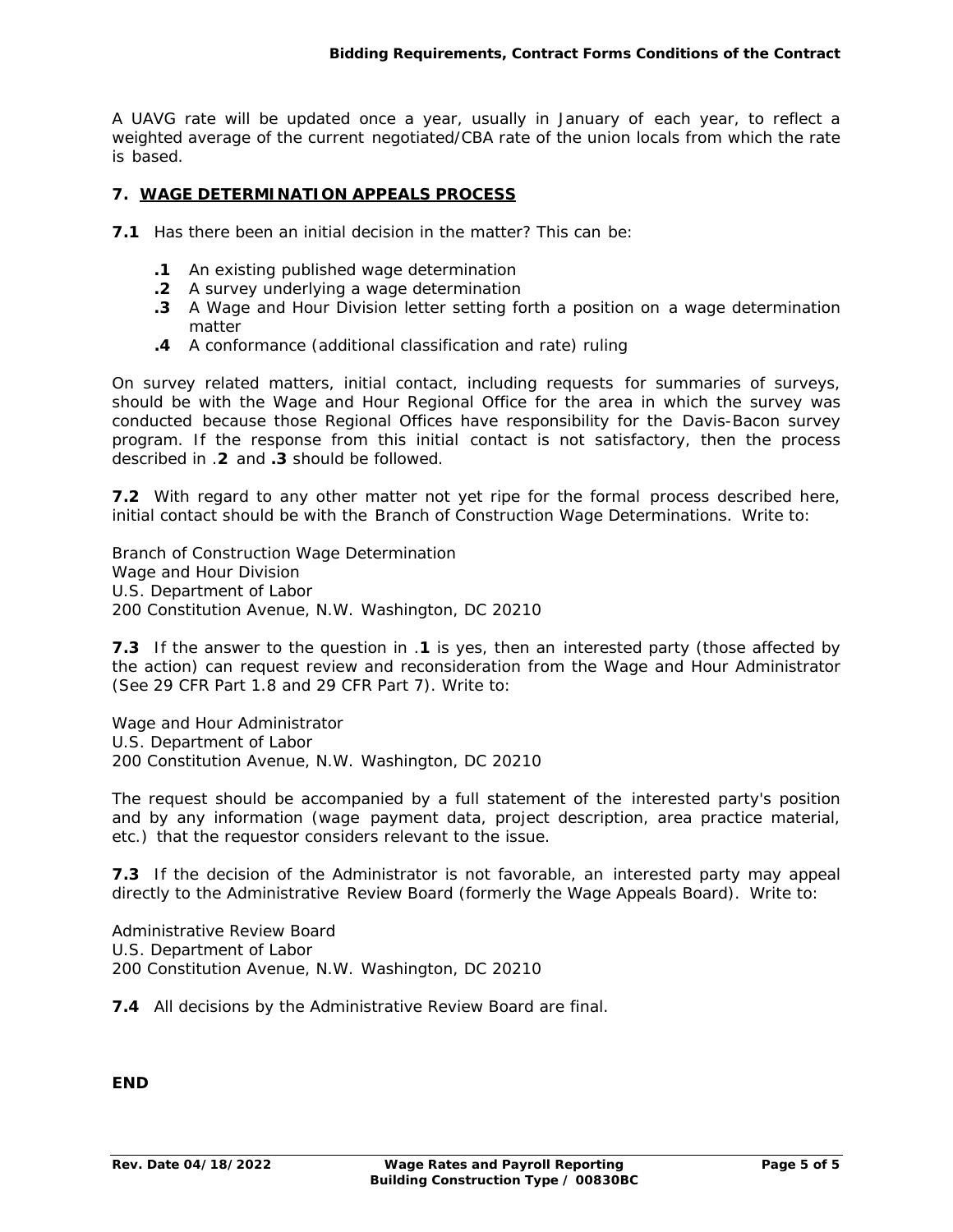A UAVG rate will be updated once a year, usually in January of each year, to reflect a weighted average of the current negotiated/CBA rate of the union locals from which the rate is based.

## 7. WAGE DETERMINATION APPEALS PROCESS

**7.1** Has there been an initial decision in the matter? This can be:

- **.1** An existing published wage determination
- **.2** A survey underlying a wage determination
- **.3** A Wage and Hour Division letter setting forth a position on a wage determination matter
- **.4** A conformance (additional classification and rate) ruling

On survey related matters, initial contact, including requests for summaries of surveys, should be with the Wage and Hour Regional Office for the area in which the survey was conducted because those Regional Offices have responsibility for the Davis-Bacon survey program. If the response from this initial contact is not satisfactory, then the process described in .**2** and **.3** should be followed.

**7.2** With regard to any other matter not yet ripe for the formal process described here, initial contact should be with the Branch of Construction Wage Determinations. Write to:

Branch of Construction Wage Determination
Wage and Hour Division
U.S. Department of Labor
200 Constitution Avenue, N.W. Washington, DC 20210

**7.3** If the answer to the question in .**1** is yes, then an interested party (those affected by the action) can request review and reconsideration from the Wage and Hour Administrator (See 29 CFR Part 1.8 and 29 CFR Part 7). Write to:

Wage and Hour Administrator
U.S. Department of Labor
200 Constitution Avenue, N.W. Washington, DC 20210

The request should be accompanied by a full statement of the interested party's position and by any information (wage payment data, project description, area practice material, etc.) that the requestor considers relevant to the issue.

**7.3** If the decision of the Administrator is not favorable, an interested party may appeal directly to the Administrative Review Board (formerly the Wage Appeals Board). Write to:

Administrative Review Board
U.S. Department of Labor
200 Constitution Avenue, N.W. Washington, DC 20210

**7.4** All decisions by the Administrative Review Board are final.

**END**